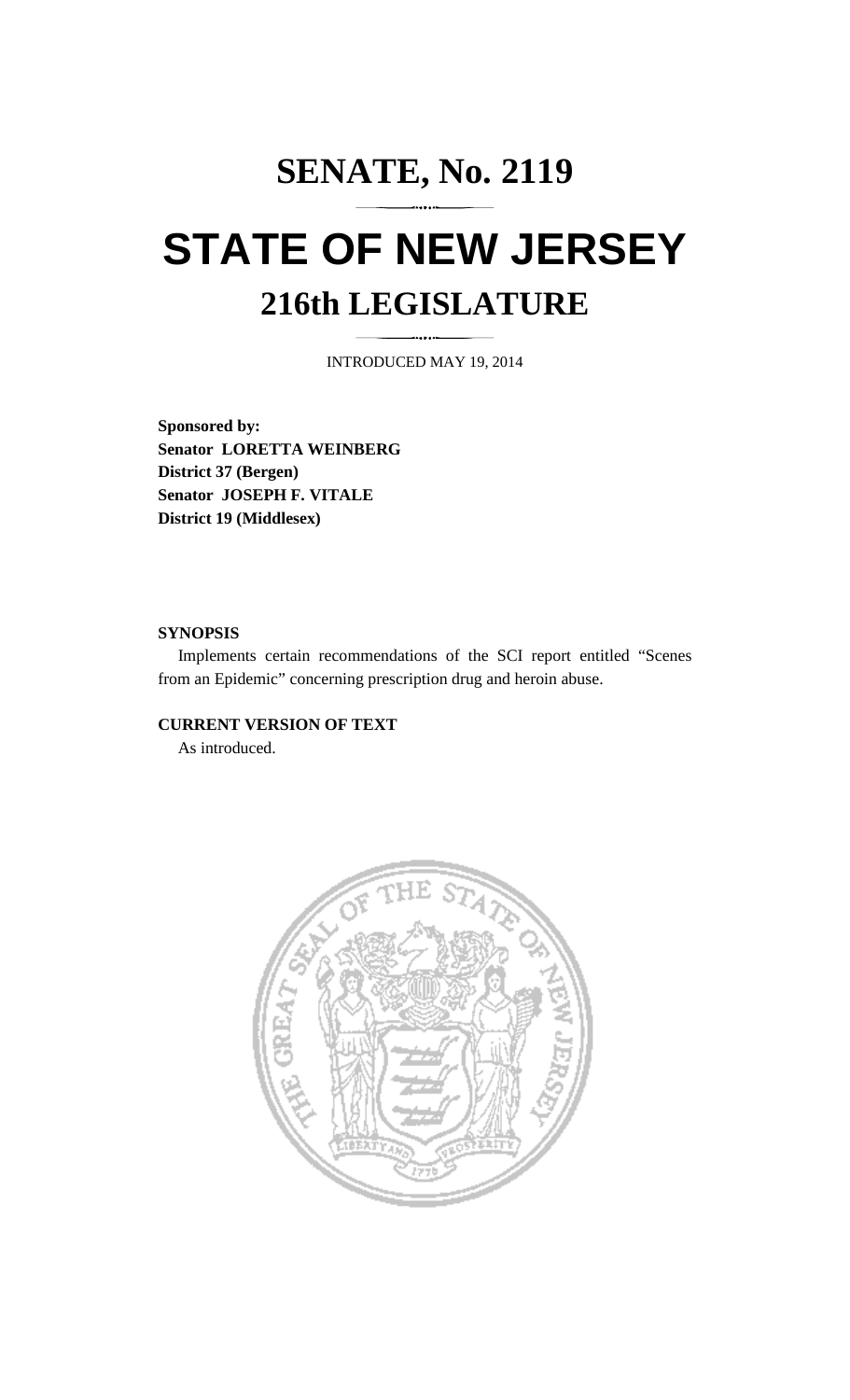# SENATE, No. 2119

# STATE OF NEW JERSEY

## 216th LEGISLATURE

INTRODUCED MAY 19, 2014

**Sponsored by:**
**Senator LORETTA WEINBERG**
**District 37 (Bergen)**
**Senator JOSEPH F. VITALE**
**District 19 (Middlesex)**

**SYNOPSIS**

Implements certain recommendations of the SCI report entitled "Scenes from an Epidemic" concerning prescription drug and heroin abuse.

**CURRENT VERSION OF TEXT**

As introduced.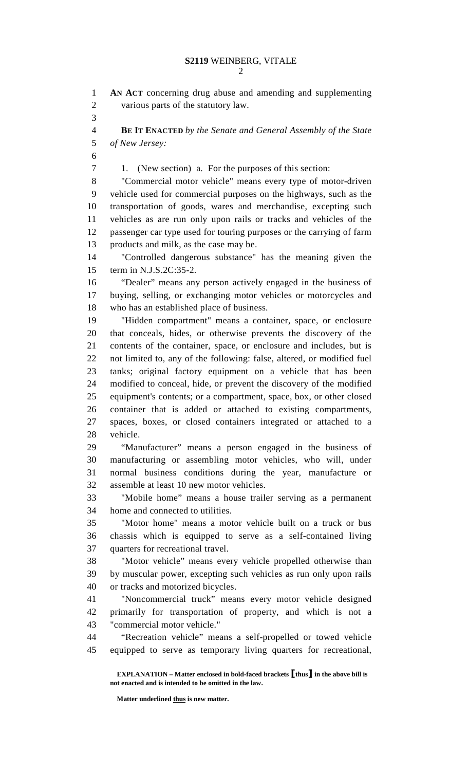**AN ACT** concerning drug abuse and amending and supplementing various parts of the statutory law.

**BE IT ENACTED** *by the Senate and General Assembly of the State of New Jersey:*

1. (New section) a. For the purposes of this section:

"Commercial motor vehicle" means every type of motor-driven vehicle used for commercial purposes on the highways, such as the transportation of goods, wares and merchandise, excepting such vehicles as are run only upon rails or tracks and vehicles of the passenger car type used for touring purposes or the carrying of farm products and milk, as the case may be.

"Controlled dangerous substance" has the meaning given the term in N.J.S.2C:35-2.

"Dealer" means any person actively engaged in the business of buying, selling, or exchanging motor vehicles or motorcycles and who has an established place of business.

"Hidden compartment" means a container, space, or enclosure that conceals, hides, or otherwise prevents the discovery of the contents of the container, space, or enclosure and includes, but is not limited to, any of the following: false, altered, or modified fuel tanks; original factory equipment on a vehicle that has been modified to conceal, hide, or prevent the discovery of the modified equipment's contents; or a compartment, space, box, or other closed container that is added or attached to existing compartments, spaces, boxes, or closed containers integrated or attached to a vehicle.

"Manufacturer" means a person engaged in the business of manufacturing or assembling motor vehicles, who will, under normal business conditions during the year, manufacture or assemble at least 10 new motor vehicles.

"Mobile home" means a house trailer serving as a permanent home and connected to utilities.

"Motor home" means a motor vehicle built on a truck or bus chassis which is equipped to serve as a self-contained living quarters for recreational travel.

"Motor vehicle" means every vehicle propelled otherwise than by muscular power, excepting such vehicles as run only upon rails or tracks and motorized bicycles.

"Noncommercial truck" means every motor vehicle designed primarily for transportation of property, and which is not a "commercial motor vehicle."

"Recreation vehicle" means a self-propelled or towed vehicle equipped to serve as temporary living quarters for recreational,

**EXPLANATION – Matter enclosed in bold-faced brackets [thus] in the above bill is not enacted and is intended to be omitted in the law.**

**Matter underlined thus is new matter.**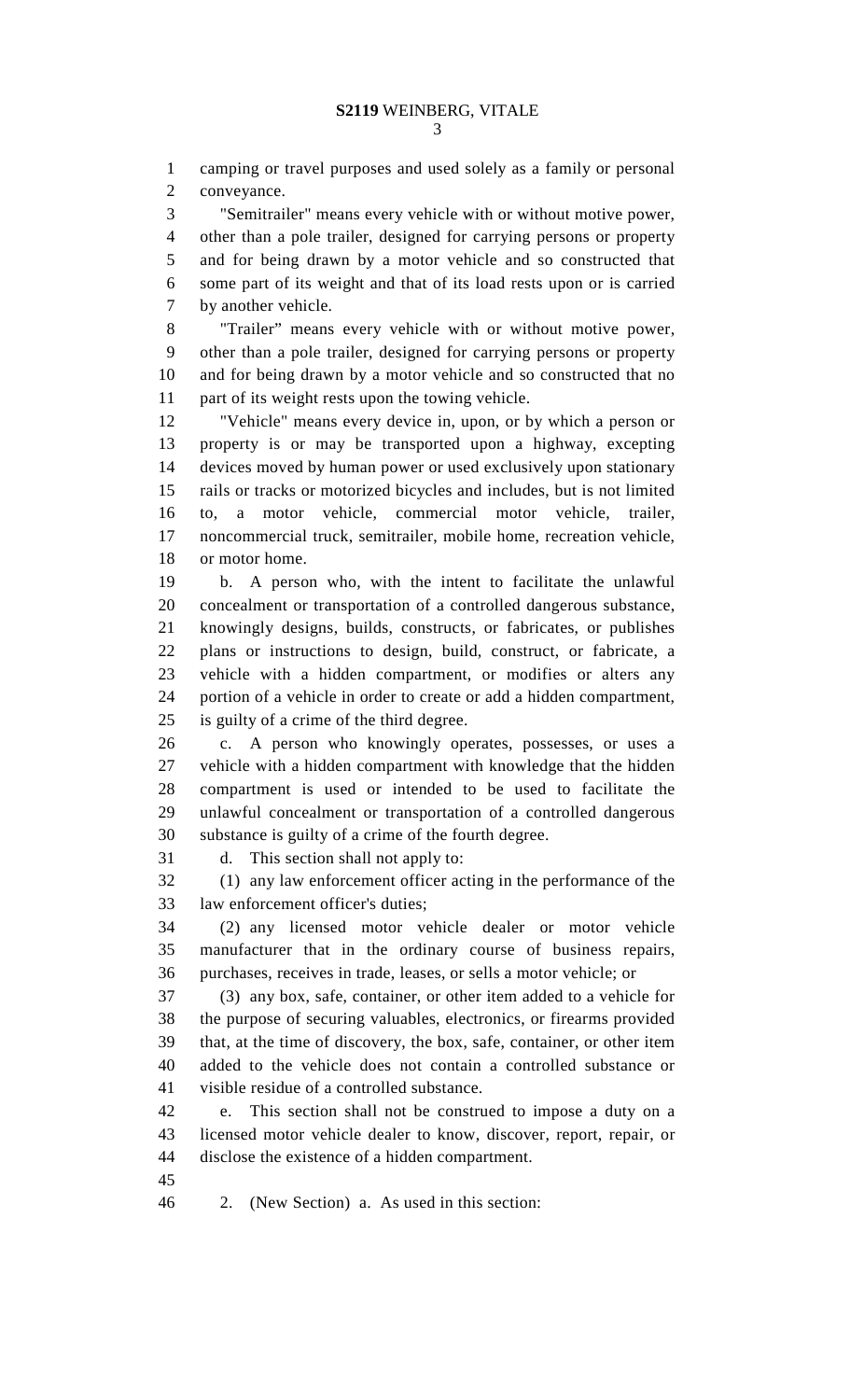camping or travel purposes and used solely as a family or personal conveyance.

"Semitrailer" means every vehicle with or without motive power, other than a pole trailer, designed for carrying persons or property and for being drawn by a motor vehicle and so constructed that some part of its weight and that of its load rests upon or is carried by another vehicle.

"Trailer" means every vehicle with or without motive power, other than a pole trailer, designed for carrying persons or property and for being drawn by a motor vehicle and so constructed that no part of its weight rests upon the towing vehicle.

"Vehicle" means every device in, upon, or by which a person or property is or may be transported upon a highway, excepting devices moved by human power or used exclusively upon stationary rails or tracks or motorized bicycles and includes, but is not limited to, a motor vehicle, commercial motor vehicle, trailer, noncommercial truck, semitrailer, mobile home, recreation vehicle, or motor home.

b. A person who, with the intent to facilitate the unlawful concealment or transportation of a controlled dangerous substance, knowingly designs, builds, constructs, or fabricates, or publishes plans or instructions to design, build, construct, or fabricate, a vehicle with a hidden compartment, or modifies or alters any portion of a vehicle in order to create or add a hidden compartment, is guilty of a crime of the third degree.

c. A person who knowingly operates, possesses, or uses a vehicle with a hidden compartment with knowledge that the hidden compartment is used or intended to be used to facilitate the unlawful concealment or transportation of a controlled dangerous substance is guilty of a crime of the fourth degree.

d. This section shall not apply to:

(1) any law enforcement officer acting in the performance of the law enforcement officer's duties;

(2) any licensed motor vehicle dealer or motor vehicle manufacturer that in the ordinary course of business repairs, purchases, receives in trade, leases, or sells a motor vehicle; or

(3) any box, safe, container, or other item added to a vehicle for the purpose of securing valuables, electronics, or firearms provided that, at the time of discovery, the box, safe, container, or other item added to the vehicle does not contain a controlled substance or visible residue of a controlled substance.

e. This section shall not be construed to impose a duty on a licensed motor vehicle dealer to know, discover, report, repair, or disclose the existence of a hidden compartment.

2. (New Section) a. As used in this section: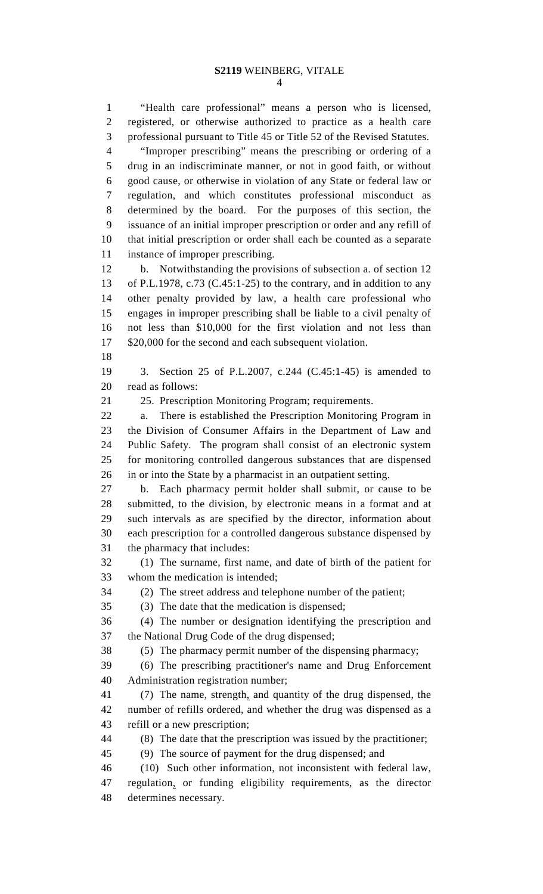"Health care professional" means a person who is licensed, registered, or otherwise authorized to practice as a health care professional pursuant to Title 45 or Title 52 of the Revised Statutes.

"Improper prescribing" means the prescribing or ordering of a drug in an indiscriminate manner, or not in good faith, or without good cause, or otherwise in violation of any State or federal law or regulation, and which constitutes professional misconduct as determined by the board. For the purposes of this section, the issuance of an initial improper prescription or order and any refill of that initial prescription or order shall each be counted as a separate instance of improper prescribing.

b. Notwithstanding the provisions of subsection a. of section 12 of P.L.1978, c.73 (C.45:1-25) to the contrary, and in addition to any other penalty provided by law, a health care professional who engages in improper prescribing shall be liable to a civil penalty of not less than $10,000 for the first violation and not less than $20,000 for the second and each subsequent violation.

3. Section 25 of P.L.2007, c.244 (C.45:1-45) is amended to read as follows:

25. Prescription Monitoring Program; requirements.

a. There is established the Prescription Monitoring Program in the Division of Consumer Affairs in the Department of Law and Public Safety. The program shall consist of an electronic system for monitoring controlled dangerous substances that are dispensed in or into the State by a pharmacist in an outpatient setting.

b. Each pharmacy permit holder shall submit, or cause to be submitted, to the division, by electronic means in a format and at such intervals as are specified by the director, information about each prescription for a controlled dangerous substance dispensed by the pharmacy that includes:

(1) The surname, first name, and date of birth of the patient for whom the medication is intended;

(2) The street address and telephone number of the patient;

(3) The date that the medication is dispensed;

(4) The number or designation identifying the prescription and the National Drug Code of the drug dispensed;

(5) The pharmacy permit number of the dispensing pharmacy;

(6) The prescribing practitioner's name and Drug Enforcement Administration registration number;

(7) The name, strength, and quantity of the drug dispensed, the number of refills ordered, and whether the drug was dispensed as a refill or a new prescription;

(8) The date that the prescription was issued by the practitioner;

(9) The source of payment for the drug dispensed; and

(10) Such other information, not inconsistent with federal law, regulation, or funding eligibility requirements, as the director determines necessary.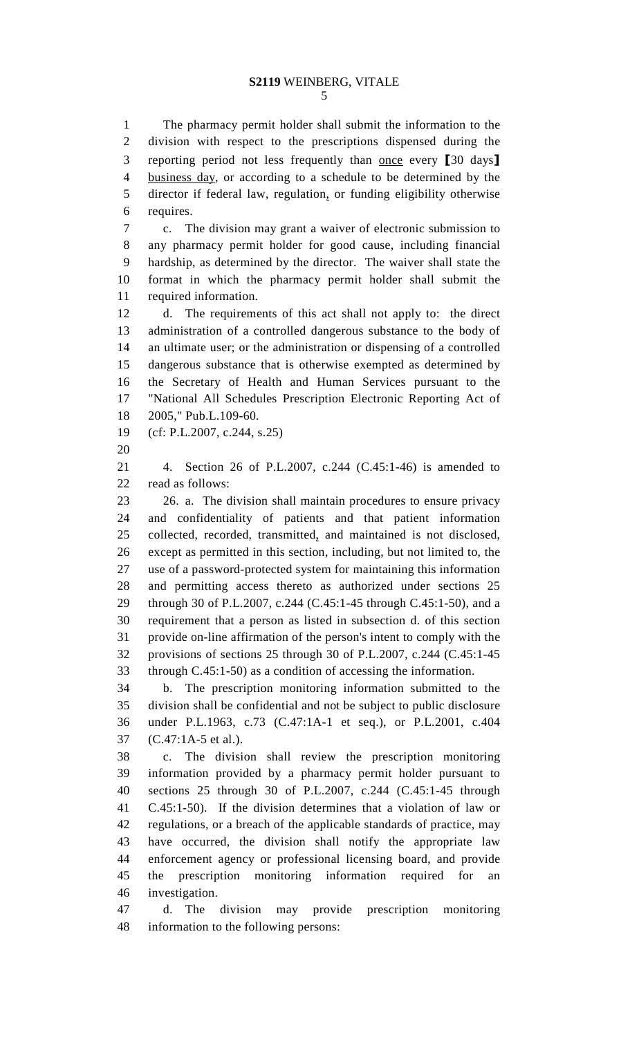The pharmacy permit holder shall submit the information to the division with respect to the prescriptions dispensed during the reporting period not less frequently than <u>once</u> every **[**30 days**]** <u>business day</u>, or according to a schedule to be determined by the director if federal law, regulation<u>,</u> or funding eligibility otherwise requires.

c. The division may grant a waiver of electronic submission to any pharmacy permit holder for good cause, including financial hardship, as determined by the director. The waiver shall state the format in which the pharmacy permit holder shall submit the required information.

d. The requirements of this act shall not apply to: the direct administration of a controlled dangerous substance to the body of an ultimate user; or the administration or dispensing of a controlled dangerous substance that is otherwise exempted as determined by the Secretary of Health and Human Services pursuant to the "National All Schedules Prescription Electronic Reporting Act of 2005," Pub.L.109-60.

(cf: P.L.2007, c.244, s.25)

4. Section 26 of P.L.2007, c.244 (C.45:1-46) is amended to read as follows:

26. a. The division shall maintain procedures to ensure privacy and confidentiality of patients and that patient information collected, recorded, transmitted<u>,</u> and maintained is not disclosed, except as permitted in this section, including, but not limited to, the use of a password-protected system for maintaining this information and permitting access thereto as authorized under sections 25 through 30 of P.L.2007, c.244 (C.45:1-45 through C.45:1-50), and a requirement that a person as listed in subsection d. of this section provide on-line affirmation of the person's intent to comply with the provisions of sections 25 through 30 of P.L.2007, c.244 (C.45:1-45 through C.45:1-50) as a condition of accessing the information.

b. The prescription monitoring information submitted to the division shall be confidential and not be subject to public disclosure under P.L.1963, c.73 (C.47:1A-1 et seq.), or P.L.2001, c.404 (C.47:1A-5 et al.).

c. The division shall review the prescription monitoring information provided by a pharmacy permit holder pursuant to sections 25 through 30 of P.L.2007, c.244 (C.45:1-45 through C.45:1-50). If the division determines that a violation of law or regulations, or a breach of the applicable standards of practice, may have occurred, the division shall notify the appropriate law enforcement agency or professional licensing board, and provide the prescription monitoring information required for an investigation.

d. The division may provide prescription monitoring information to the following persons: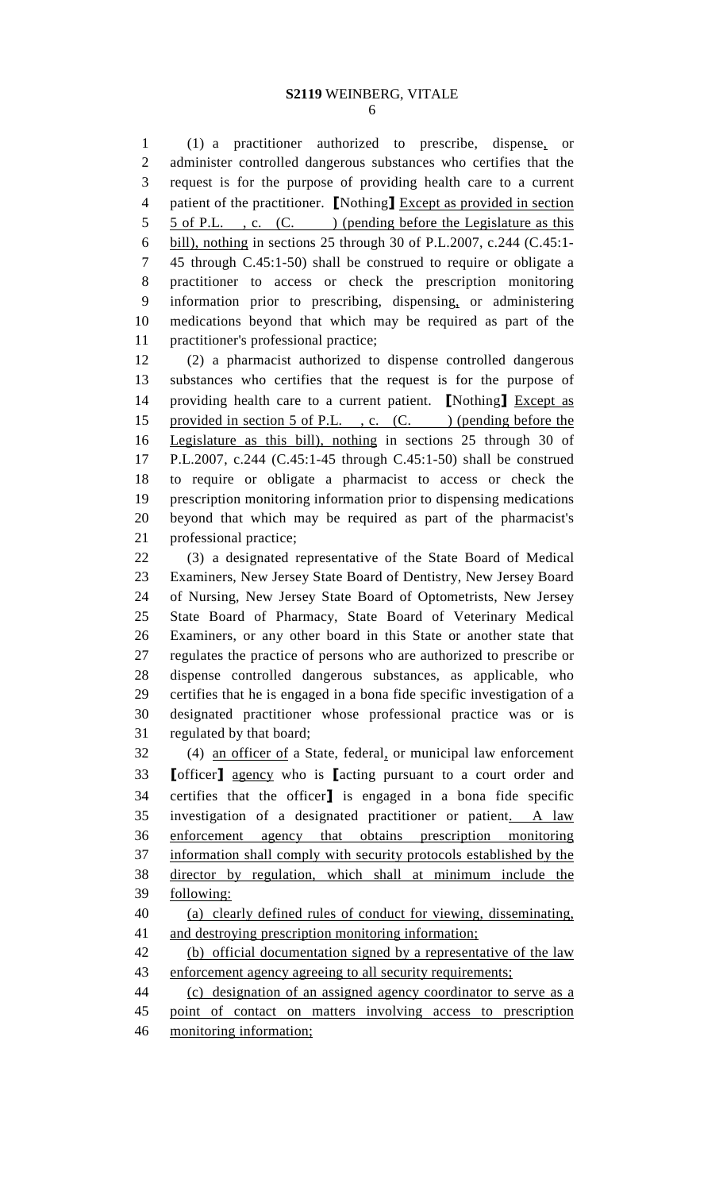(1) a practitioner authorized to prescribe, dispense, or administer controlled dangerous substances who certifies that the request is for the purpose of providing health care to a current patient of the practitioner. ⟦Nothing⟧ Except as provided in section 5 of P.L. , c. (C. ) (pending before the Legislature as this bill), nothing in sections 25 through 30 of P.L.2007, c.244 (C.45:1-45 through C.45:1-50) shall be construed to require or obligate a practitioner to access or check the prescription monitoring information prior to prescribing, dispensing, or administering medications beyond that which may be required as part of the practitioner's professional practice;

(2) a pharmacist authorized to dispense controlled dangerous substances who certifies that the request is for the purpose of providing health care to a current patient. ⟦Nothing⟧ Except as provided in section 5 of P.L. , c. (C. ) (pending before the Legislature as this bill), nothing in sections 25 through 30 of P.L.2007, c.244 (C.45:1-45 through C.45:1-50) shall be construed to require or obligate a pharmacist to access or check the prescription monitoring information prior to dispensing medications beyond that which may be required as part of the pharmacist's professional practice;

(3) a designated representative of the State Board of Medical Examiners, New Jersey State Board of Dentistry, New Jersey Board of Nursing, New Jersey State Board of Optometrists, New Jersey State Board of Pharmacy, State Board of Veterinary Medical Examiners, or any other board in this State or another state that regulates the practice of persons who are authorized to prescribe or dispense controlled dangerous substances, as applicable, who certifies that he is engaged in a bona fide specific investigation of a designated practitioner whose professional practice was or is regulated by that board;

(4) an officer of a State, federal, or municipal law enforcement ⟦officer⟧ agency who is ⟦acting pursuant to a court order and certifies that the officer⟧ is engaged in a bona fide specific investigation of a designated practitioner or patient. A law enforcement agency that obtains prescription monitoring information shall comply with security protocols established by the director by regulation, which shall at minimum include the following:

(a) clearly defined rules of conduct for viewing, disseminating, and destroying prescription monitoring information;

(b) official documentation signed by a representative of the law enforcement agency agreeing to all security requirements;

(c) designation of an assigned agency coordinator to serve as a point of contact on matters involving access to prescription monitoring information;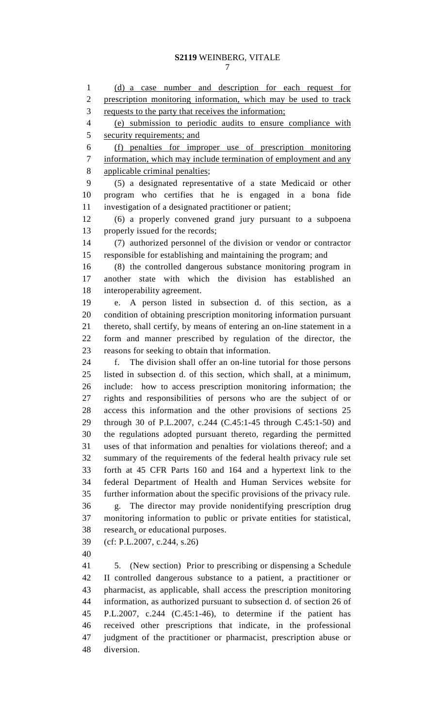(d) a case number and description for each request for prescription monitoring information, which may be used to track requests to the party that receives the information;

(e) submission to periodic audits to ensure compliance with security requirements; and

(f) penalties for improper use of prescription monitoring information, which may include termination of employment and any applicable criminal penalties;

(5) a designated representative of a state Medicaid or other program who certifies that he is engaged in a bona fide investigation of a designated practitioner or patient;

(6) a properly convened grand jury pursuant to a subpoena properly issued for the records;

(7) authorized personnel of the division or vendor or contractor responsible for establishing and maintaining the program; and

(8) the controlled dangerous substance monitoring program in another state with which the division has established an interoperability agreement.

e. A person listed in subsection d. of this section, as a condition of obtaining prescription monitoring information pursuant thereto, shall certify, by means of entering an on-line statement in a form and manner prescribed by regulation of the director, the reasons for seeking to obtain that information.

f. The division shall offer an on-line tutorial for those persons listed in subsection d. of this section, which shall, at a minimum, include: how to access prescription monitoring information; the rights and responsibilities of persons who are the subject of or access this information and the other provisions of sections 25 through 30 of P.L.2007, c.244 (C.45:1-45 through C.45:1-50) and the regulations adopted pursuant thereto, regarding the permitted uses of that information and penalties for violations thereof; and a summary of the requirements of the federal health privacy rule set forth at 45 CFR Parts 160 and 164 and a hypertext link to the federal Department of Health and Human Services website for further information about the specific provisions of the privacy rule.

g. The director may provide nonidentifying prescription drug monitoring information to public or private entities for statistical, research, or educational purposes.

(cf: P.L.2007, c.244, s.26)

5. (New section) Prior to prescribing or dispensing a Schedule II controlled dangerous substance to a patient, a practitioner or pharmacist, as applicable, shall access the prescription monitoring information, as authorized pursuant to subsection d. of section 26 of P.L.2007, c.244 (C.45:1-46), to determine if the patient has received other prescriptions that indicate, in the professional judgment of the practitioner or pharmacist, prescription abuse or diversion.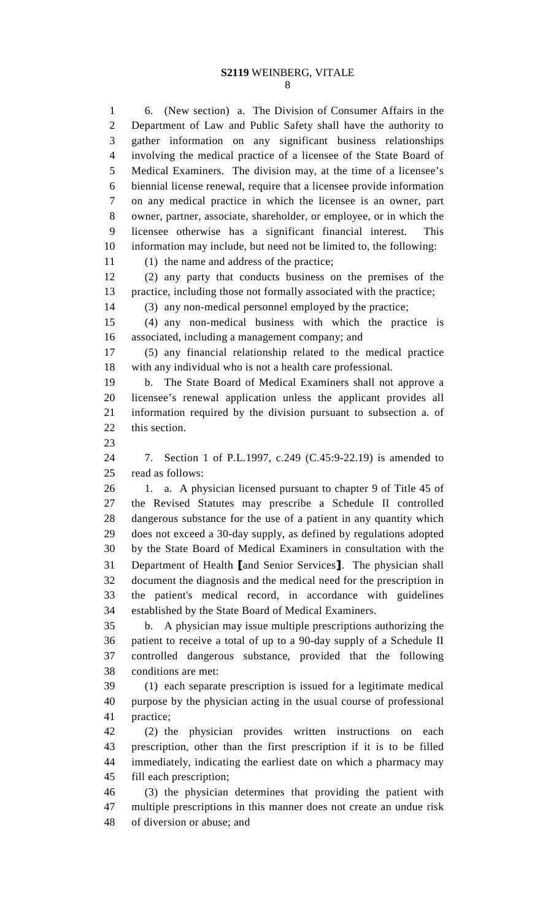6. (New section) a. The Division of Consumer Affairs in the Department of Law and Public Safety shall have the authority to gather information on any significant business relationships involving the medical practice of a licensee of the State Board of Medical Examiners. The division may, at the time of a licensee's biennial license renewal, require that a licensee provide information on any medical practice in which the licensee is an owner, part owner, partner, associate, shareholder, or employee, or in which the licensee otherwise has a significant financial interest. This information may include, but need not be limited to, the following:

(1) the name and address of the practice;

(2) any party that conducts business on the premises of the practice, including those not formally associated with the practice;

(3) any non-medical personnel employed by the practice;

(4) any non-medical business with which the practice is associated, including a management company; and

(5) any financial relationship related to the medical practice with any individual who is not a health care professional.

b. The State Board of Medical Examiners shall not approve a licensee's renewal application unless the applicant provides all information required by the division pursuant to subsection a. of this section.

7. Section 1 of P.L.1997, c.249 (C.45:9-22.19) is amended to read as follows:

1. a. A physician licensed pursuant to chapter 9 of Title 45 of the Revised Statutes may prescribe a Schedule II controlled dangerous substance for the use of a patient in any quantity which does not exceed a 30-day supply, as defined by regulations adopted by the State Board of Medical Examiners in consultation with the Department of Health ⟦and Senior Services⟧. The physician shall document the diagnosis and the medical need for the prescription in the patient's medical record, in accordance with guidelines established by the State Board of Medical Examiners.

b. A physician may issue multiple prescriptions authorizing the patient to receive a total of up to a 90-day supply of a Schedule II controlled dangerous substance, provided that the following conditions are met:

(1) each separate prescription is issued for a legitimate medical purpose by the physician acting in the usual course of professional practice;

(2) the physician provides written instructions on each prescription, other than the first prescription if it is to be filled immediately, indicating the earliest date on which a pharmacy may fill each prescription;

(3) the physician determines that providing the patient with multiple prescriptions in this manner does not create an undue risk of diversion or abuse; and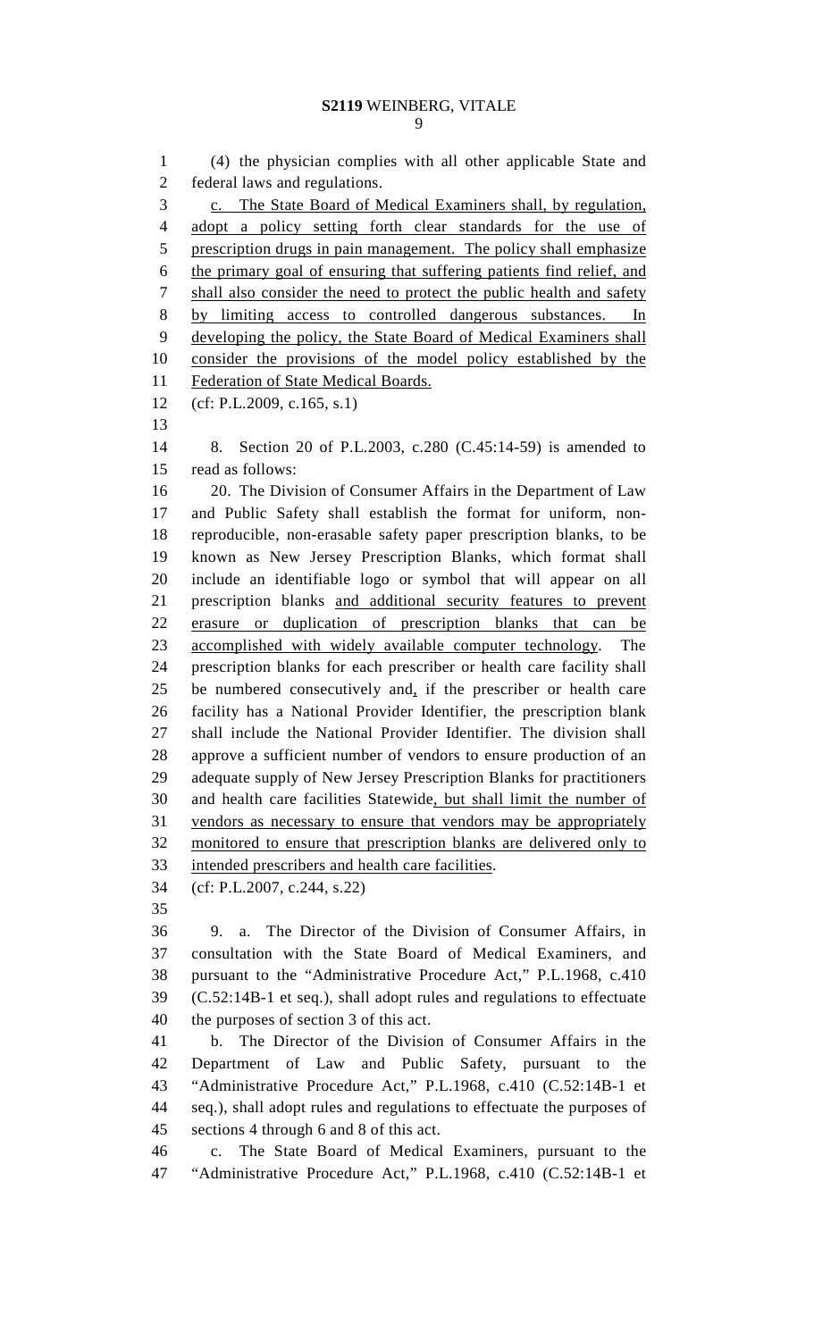(4) the physician complies with all other applicable State and federal laws and regulations.

c. The State Board of Medical Examiners shall, by regulation, adopt a policy setting forth clear standards for the use of prescription drugs in pain management. The policy shall emphasize the primary goal of ensuring that suffering patients find relief, and shall also consider the need to protect the public health and safety by limiting access to controlled dangerous substances. In developing the policy, the State Board of Medical Examiners shall consider the provisions of the model policy established by the Federation of State Medical Boards.

(cf: P.L.2009, c.165, s.1)

8. Section 20 of P.L.2003, c.280 (C.45:14-59) is amended to read as follows:

20. The Division of Consumer Affairs in the Department of Law and Public Safety shall establish the format for uniform, non-reproducible, non-erasable safety paper prescription blanks, to be known as New Jersey Prescription Blanks, which format shall include an identifiable logo or symbol that will appear on all prescription blanks and additional security features to prevent erasure or duplication of prescription blanks that can be accomplished with widely available computer technology. The prescription blanks for each prescriber or health care facility shall be numbered consecutively and, if the prescriber or health care facility has a National Provider Identifier, the prescription blank shall include the National Provider Identifier. The division shall approve a sufficient number of vendors to ensure production of an adequate supply of New Jersey Prescription Blanks for practitioners and health care facilities Statewide, but shall limit the number of vendors as necessary to ensure that vendors may be appropriately monitored to ensure that prescription blanks are delivered only to intended prescribers and health care facilities.

(cf: P.L.2007, c.244, s.22)

9. a. The Director of the Division of Consumer Affairs, in consultation with the State Board of Medical Examiners, and pursuant to the "Administrative Procedure Act," P.L.1968, c.410 (C.52:14B-1 et seq.), shall adopt rules and regulations to effectuate the purposes of section 3 of this act.

b. The Director of the Division of Consumer Affairs in the Department of Law and Public Safety, pursuant to the "Administrative Procedure Act," P.L.1968, c.410 (C.52:14B-1 et seq.), shall adopt rules and regulations to effectuate the purposes of sections 4 through 6 and 8 of this act.

c. The State Board of Medical Examiners, pursuant to the "Administrative Procedure Act," P.L.1968, c.410 (C.52:14B-1 et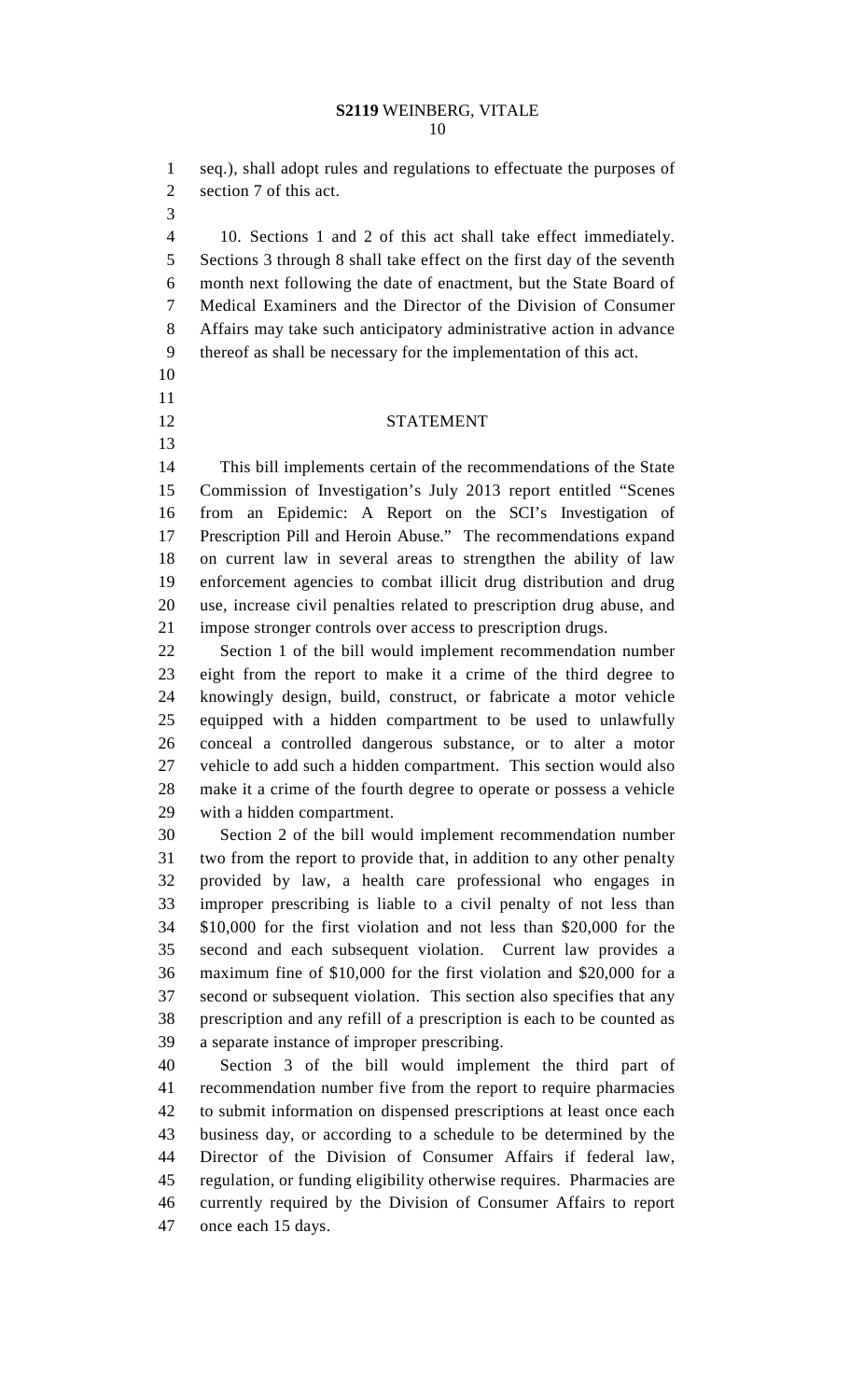seq.), shall adopt rules and regulations to effectuate the purposes of section 7 of this act.

10. Sections 1 and 2 of this act shall take effect immediately. Sections 3 through 8 shall take effect on the first day of the seventh month next following the date of enactment, but the State Board of Medical Examiners and the Director of the Division of Consumer Affairs may take such anticipatory administrative action in advance thereof as shall be necessary for the implementation of this act.

## STATEMENT

This bill implements certain of the recommendations of the State Commission of Investigation's July 2013 report entitled "Scenes from an Epidemic: A Report on the SCI's Investigation of Prescription Pill and Heroin Abuse." The recommendations expand on current law in several areas to strengthen the ability of law enforcement agencies to combat illicit drug distribution and drug use, increase civil penalties related to prescription drug abuse, and impose stronger controls over access to prescription drugs.

Section 1 of the bill would implement recommendation number eight from the report to make it a crime of the third degree to knowingly design, build, construct, or fabricate a motor vehicle equipped with a hidden compartment to be used to unlawfully conceal a controlled dangerous substance, or to alter a motor vehicle to add such a hidden compartment. This section would also make it a crime of the fourth degree to operate or possess a vehicle with a hidden compartment.

Section 2 of the bill would implement recommendation number two from the report to provide that, in addition to any other penalty provided by law, a health care professional who engages in improper prescribing is liable to a civil penalty of not less than $10,000 for the first violation and not less than $20,000 for the second and each subsequent violation. Current law provides a maximum fine of $10,000 for the first violation and $20,000 for a second or subsequent violation. This section also specifies that any prescription and any refill of a prescription is each to be counted as a separate instance of improper prescribing.

Section 3 of the bill would implement the third part of recommendation number five from the report to require pharmacies to submit information on dispensed prescriptions at least once each business day, or according to a schedule to be determined by the Director of the Division of Consumer Affairs if federal law, regulation, or funding eligibility otherwise requires. Pharmacies are currently required by the Division of Consumer Affairs to report once each 15 days.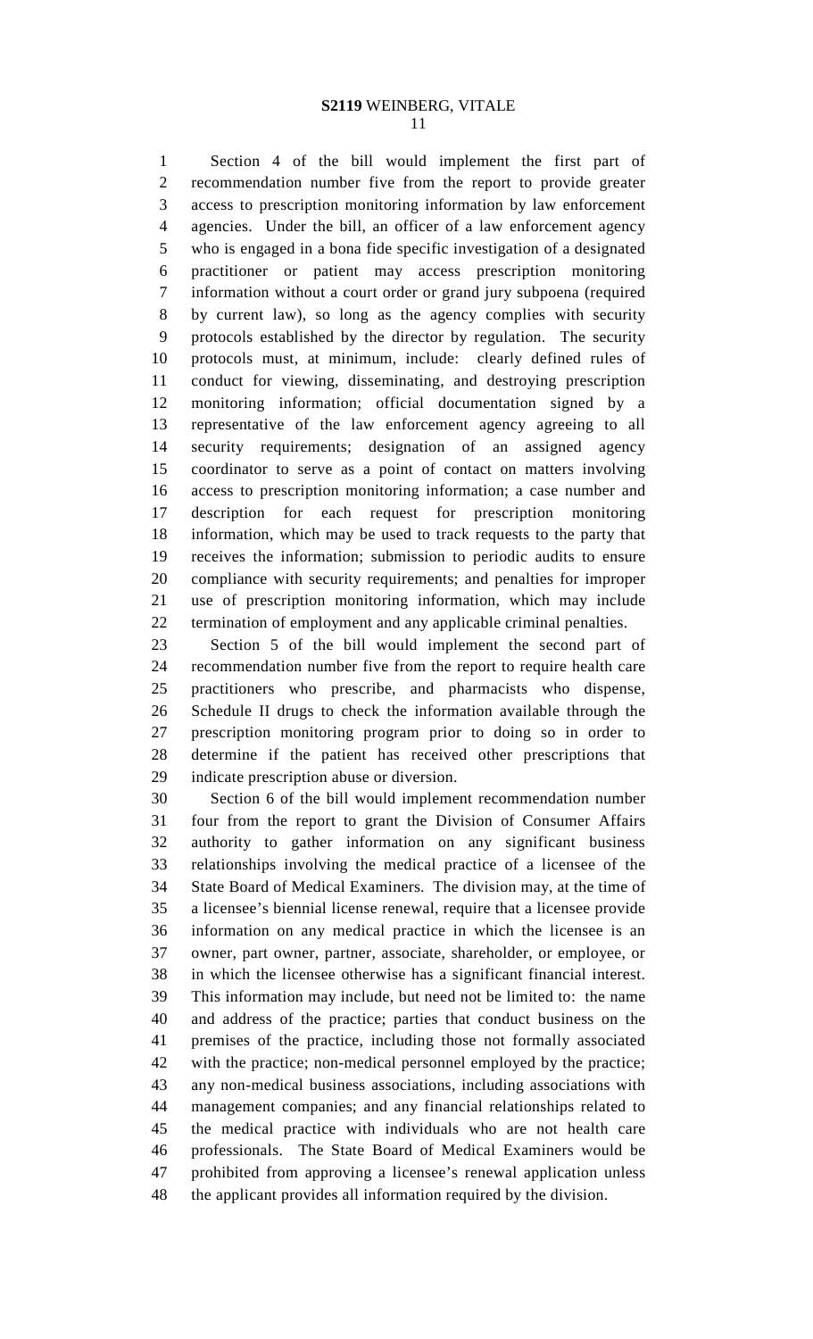Section 4 of the bill would implement the first part of recommendation number five from the report to provide greater access to prescription monitoring information by law enforcement agencies. Under the bill, an officer of a law enforcement agency who is engaged in a bona fide specific investigation of a designated practitioner or patient may access prescription monitoring information without a court order or grand jury subpoena (required by current law), so long as the agency complies with security protocols established by the director by regulation. The security protocols must, at minimum, include: clearly defined rules of conduct for viewing, disseminating, and destroying prescription monitoring information; official documentation signed by a representative of the law enforcement agency agreeing to all security requirements; designation of an assigned agency coordinator to serve as a point of contact on matters involving access to prescription monitoring information; a case number and description for each request for prescription monitoring information, which may be used to track requests to the party that receives the information; submission to periodic audits to ensure compliance with security requirements; and penalties for improper use of prescription monitoring information, which may include termination of employment and any applicable criminal penalties.

Section 5 of the bill would implement the second part of recommendation number five from the report to require health care practitioners who prescribe, and pharmacists who dispense, Schedule II drugs to check the information available through the prescription monitoring program prior to doing so in order to determine if the patient has received other prescriptions that indicate prescription abuse or diversion.

Section 6 of the bill would implement recommendation number four from the report to grant the Division of Consumer Affairs authority to gather information on any significant business relationships involving the medical practice of a licensee of the State Board of Medical Examiners. The division may, at the time of a licensee's biennial license renewal, require that a licensee provide information on any medical practice in which the licensee is an owner, part owner, partner, associate, shareholder, or employee, or in which the licensee otherwise has a significant financial interest. This information may include, but need not be limited to: the name and address of the practice; parties that conduct business on the premises of the practice, including those not formally associated with the practice; non-medical personnel employed by the practice; any non-medical business associations, including associations with management companies; and any financial relationships related to the medical practice with individuals who are not health care professionals. The State Board of Medical Examiners would be prohibited from approving a licensee's renewal application unless the applicant provides all information required by the division.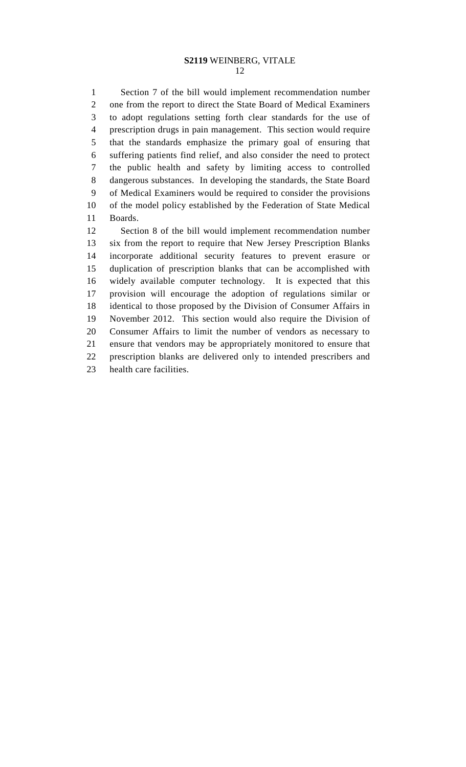Section 7 of the bill would implement recommendation number one from the report to direct the State Board of Medical Examiners to adopt regulations setting forth clear standards for the use of prescription drugs in pain management. This section would require that the standards emphasize the primary goal of ensuring that suffering patients find relief, and also consider the need to protect the public health and safety by limiting access to controlled dangerous substances. In developing the standards, the State Board of Medical Examiners would be required to consider the provisions of the model policy established by the Federation of State Medical Boards.

Section 8 of the bill would implement recommendation number six from the report to require that New Jersey Prescription Blanks incorporate additional security features to prevent erasure or duplication of prescription blanks that can be accomplished with widely available computer technology. It is expected that this provision will encourage the adoption of regulations similar or identical to those proposed by the Division of Consumer Affairs in November 2012. This section would also require the Division of Consumer Affairs to limit the number of vendors as necessary to ensure that vendors may be appropriately monitored to ensure that prescription blanks are delivered only to intended prescribers and health care facilities.